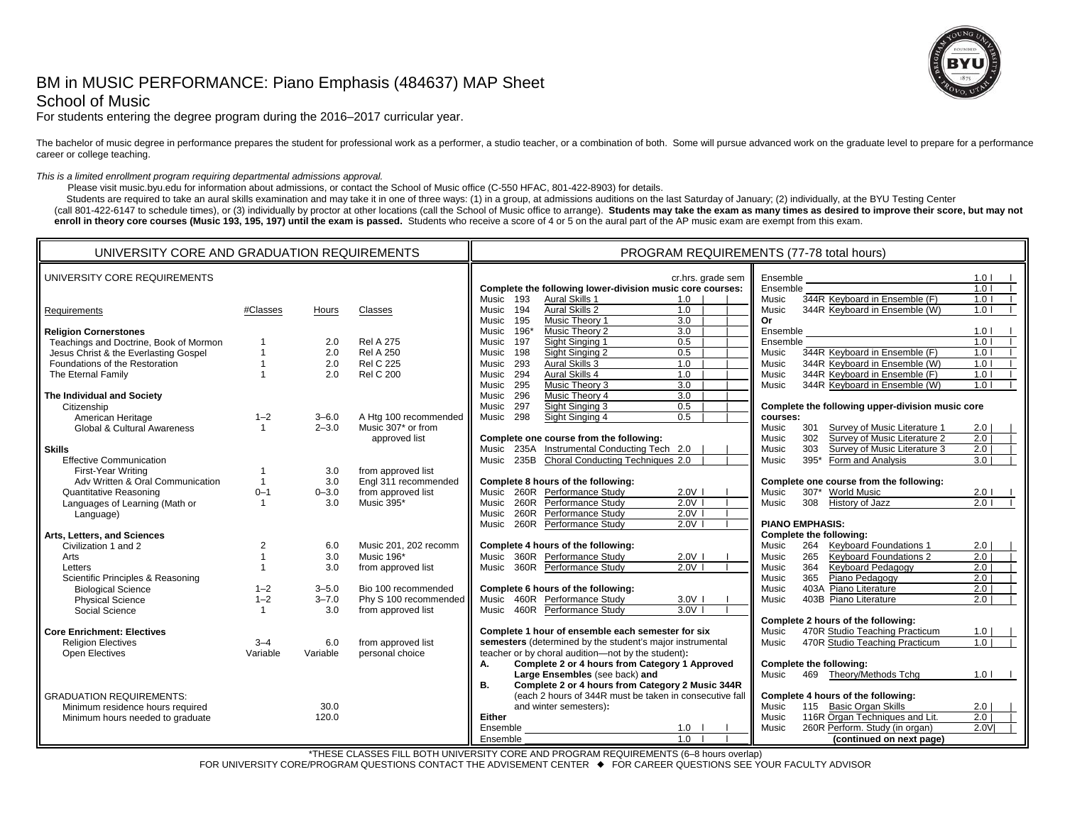# BM in MUSIC PERFORMANCE: Piano Emphasis (484637) MAP Sheet

## School of Music

For students entering the degree program during the 2016–2017 curricular year.

The bachelor of music degree in performance prepares the student for professional work as a performer, a studio teacher, or a combination of both. Some will pursue advanced work on the graduate level to prepare for a performance career or college teaching.

*This is a limited enrollment program requiring departmental admissions approval.*

Please visit music.byu.edu for information about admissions, or contact the School of Music office (C-550 HFAC, 801-422-8903) for details.

Students are required to take an aural skills examination and may take it in one of three ways: (1) in a group, at admissions auditions on the last Saturday of January; (2) individually, at the BYU Testing Center (call 801-422-6147 to schedule times), or (3) individually by proctor at other locations (call the School of Music office to arrange). **Students may take the exam as many times as desired to improve their score, but may not enroll in theory core courses (Music 193, 195, 197) until the exam is passed.** Students who receive a score of 4 or 5 on the aural part of the AP music exam are exempt from this exam.

## UNIVERSITY CORE AND GRADUATION REQUIREMENTS

UNIVERSITY CORE REQUIREMENTS

| Requirements | #Classes | Hours | Classes |
|---|---|---|---|
| **Religion Cornerstones** | | | |
| Teachings and Doctrine, Book of Mormon | 1 | 2.0 | Rel A 275 |
| Jesus Christ & the Everlasting Gospel | 1 | 2.0 | Rel A 250 |
| Foundations of the Restoration | 1 | 2.0 | Rel C 225 |
| The Eternal Family | 1 | 2.0 | Rel C 200 |
| **The Individual and Society** | | | |
| Citizenship | | | |
| American Heritage | 1–2 | 3–6.0 | A Htg 100 recommended |
| Global & Cultural Awareness | 1 | 2–3.0 | Music 307* or from approved list |
| **Skills** | | | |
| Effective Communication | | | |
| First-Year Writing | 1 | 3.0 | from approved list |
| Adv Written & Oral Communication | 1 | 3.0 | Engl 311 recommended |
| Quantitative Reasoning | 0–1 | 0–3.0 | from approved list |
| Languages of Learning (Math or Language) | 1 | 3.0 | Music 395* |
| **Arts, Letters, and Sciences** | | | |
| Civilization 1 and 2 | 2 | 6.0 | Music 201, 202 recomm |
| Arts | 1 | 3.0 | Music 196* |
| Letters | 1 | 3.0 | from approved list |
| Scientific Principles & Reasoning | | | |
| Biological Science | 1–2 | 3–5.0 | Bio 100 recommended |
| Physical Science | 1–2 | 3–7.0 | Phy S 100 recommended |
| Social Science | 1 | 3.0 | from approved list |
| **Core Enrichment: Electives** | | | |
| Religion Electives | 3–4 | 6.0 | from approved list |
| Open Electives | Variable | Variable | personal choice |

GRADUATION REQUIREMENTS:

| | Hours |
|---|---|
| Minimum residence hours required | 30.0 |
| Minimum hours needed to graduate | 120.0 |

## PROGRAM REQUIREMENTS (77-78 total hours)

**Complete the following lower-division music core courses:**

| Course | | Title | cr.hrs. | grade | sem |
|---|---|---|---|---|---|
| Music | 193 | Aural Skills 1 | 1.0 | | |
| Music | 194 | Aural Skills 2 | 1.0 | | |
| Music | 195 | Music Theory 1 | 3.0 | | |
| Music | 196* | Music Theory 2 | 3.0 | | |
| Music | 197 | Sight Singing 1 | 0.5 | | |
| Music | 198 | Sight Singing 2 | 0.5 | | |
| Music | 293 | Aural Skills 3 | 1.0 | | |
| Music | 294 | Aural Skills 4 | 1.0 | | |
| Music | 295 | Music Theory 3 | 3.0 | | |
| Music | 296 | Music Theory 4 | 3.0 | | |
| Music | 297 | Sight Singing 3 | 0.5 | | |
| Music | 298 | Sight Singing 4 | 0.5 | | |

**Complete one course from the following:**

| Course | | Title | cr.hrs. | grade | sem |
|---|---|---|---|---|---|
| Music | 235A | Instrumental Conducting Tech | 2.0 | | |
| Music | 235B | Choral Conducting Techniques | 2.0 | | |

**Complete 8 hours of the following:**

| Course | | Title | cr.hrs. | grade | sem |
|---|---|---|---|---|---|
| Music | 260R | Performance Study | 2.0V | | |
| Music | 260R | Performance Study | 2.0V | | |
| Music | 260R | Performance Study | 2.0V | | |
| Music | 260R | Performance Study | 2.0V | | |

**Complete 4 hours of the following:**

| Course | | Title | cr.hrs. | grade | sem |
|---|---|---|---|---|---|
| Music | 360R | Performance Study | 2.0V | | |
| Music | 360R | Performance Study | 2.0V | | |

**Complete 6 hours of the following:**

| Course | | Title | cr.hrs. | grade | sem |
|---|---|---|---|---|---|
| Music | 460R | Performance Study | 3.0V | | |
| Music | 460R | Performance Study | 3.0V | | |

**Complete 1 hour of ensemble each semester for six semesters** (determined by the student's major instrumental teacher or by choral audition—not by the student)**:**

**A. Complete 2 or 4 hours from Category 1 Approved Large Ensembles** (see back) **and**

**B. Complete 2 or 4 hours from Category 2 Music 344R** (each 2 hours of 344R must be taken in consecutive fall and winter semesters)**:**

**Either**

| Course | | Title | cr.hrs. | grade | sem |
|---|---|---|---|---|---|
| Ensemble | | | 1.0 | | |
| Ensemble | | | 1.0 | | |
| Ensemble | | | 1.0 | | |
| Ensemble | | | 1.0 | | |
| Music | 344R | Keyboard in Ensemble (F) | 1.0 | | |
| Music | 344R | Keyboard in Ensemble (W) | 1.0 | | |

**Or**

| Course | | Title | cr.hrs. | grade | sem |
|---|---|---|---|---|---|
| Ensemble | | | 1.0 | | |
| Ensemble | | | 1.0 | | |
| Music | 344R | Keyboard in Ensemble (F) | 1.0 | | |
| Music | 344R | Keyboard in Ensemble (W) | 1.0 | | |
| Music | 344R | Keyboard in Ensemble (F) | 1.0 | | |
| Music | 344R | Keyboard in Ensemble (W) | 1.0 | | |

**Complete the following upper-division music core courses:**

| Course | | Title | cr.hrs. | grade | sem |
|---|---|---|---|---|---|
| Music | 301 | Survey of Music Literature 1 | 2.0 | | |
| Music | 302 | Survey of Music Literature 2 | 2.0 | | |
| Music | 303 | Survey of Music Literature 3 | 2.0 | | |
| Music | 395* | Form and Analysis | 3.0 | | |

**Complete one course from the following:**

| Course | | Title | cr.hrs. | grade | sem |
|---|---|---|---|---|---|
| Music | 307* | World Music | 2.0 | | |
| Music | 308 | History of Jazz | 2.0 | | |

**PIANO EMPHASIS:**

**Complete the following:**

| Course | | Title | cr.hrs. | grade | sem |
|---|---|---|---|---|---|
| Music | 264 | Keyboard Foundations 1 | 2.0 | | |
| Music | 265 | Keyboard Foundations 2 | 2.0 | | |
| Music | 364 | Keyboard Pedagogy | 2.0 | | |
| Music | 365 | Piano Pedagogy | 2.0 | | |
| Music | 403A | Piano Literature | 2.0 | | |
| Music | 403B | Piano Literature | 2.0 | | |

**Complete 2 hours of the following:**

| Course | | Title | cr.hrs. | grade | sem |
|---|---|---|---|---|---|
| Music | 470R | Studio Teaching Practicum | 1.0 | | |
| Music | 470R | Studio Teaching Practicum | 1.0 | | |

**Complete the following:**

| Course | | Title | cr.hrs. | grade | sem |
|---|---|---|---|---|---|
| Music | 469 | Theory/Methods Tchg | 1.0 | | |

**Complete 4 hours of the following:**

| Course | | Title | cr.hrs. | grade | sem |
|---|---|---|---|---|---|
| Music | 115 | Basic Organ Skills | 2.0 | | |
| Music | 116R | Organ Techniques and Lit. | 2.0 | | |
| Music | 260R | Perform. Study (in organ) | 2.0V | | |

**(continued on next page)**

*THESE CLASSES FILL BOTH UNIVERSITY CORE AND PROGRAM REQUIREMENTS (6–8 hours overlap)

FOR UNIVERSITY CORE/PROGRAM QUESTIONS CONTACT THE ADVISEMENT CENTER ◆ FOR CAREER QUESTIONS SEE YOUR FACULTY ADVISOR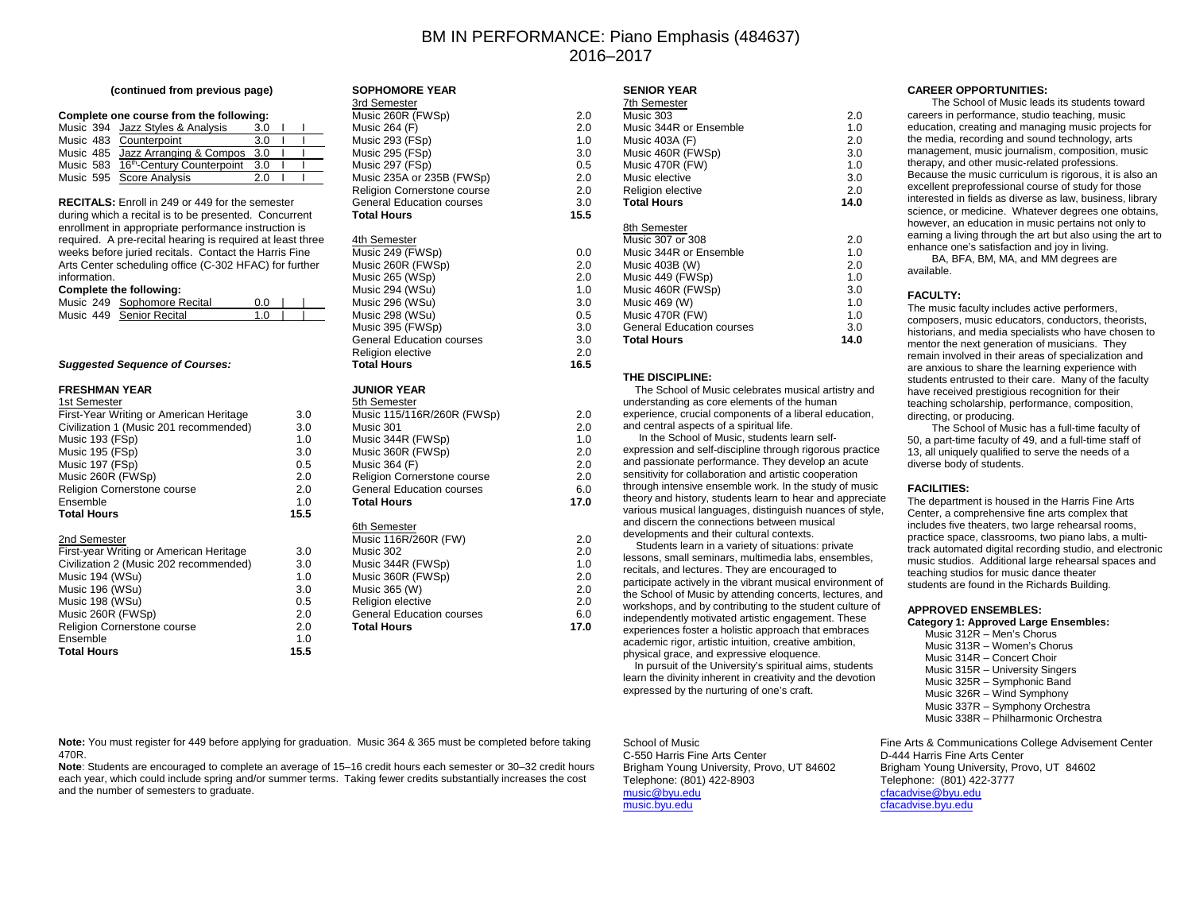# BM IN PERFORMANCE: Piano Emphasis (484637)
# 2016–2017

**(continued from previous page)**

**Complete one course from the following:**

| | | | |
|---|---|---|---|
| Music 394 | Jazz Styles & Analysis | 3.0 | |
| Music 483 | Counterpoint | 3.0 | |
| Music 485 | Jazz Arranging & Compos | 3.0 | |
| Music 583 | 16th-Century Counterpoint | 3.0 | |
| Music 595 | Score Analysis | 2.0 | |

**RECITALS:** Enroll in 249 or 449 for the semester during which a recital is to be presented. Concurrent enrollment in appropriate performance instruction is required. A pre-recital hearing is required at least three weeks before juried recitals. Contact the Harris Fine Arts Center scheduling office (C-302 HFAC) for further information.

**Complete the following:**

| | | | |
|---|---|---|---|
| Music 249 | Sophomore Recital | 0.0 | |
| Music 449 | Senior Recital | 1.0 | |

***Suggested Sequence of Courses:***

### FRESHMAN YEAR

1st Semester

| | |
|---|---|
| First-Year Writing or American Heritage | 3.0 |
| Civilization 1 (Music 201 recommended) | 3.0 |
| Music 193 (FSp) | 1.0 |
| Music 195 (FSp) | 3.0 |
| Music 197 (FSp) | 0.5 |
| Music 260R (FWSp) | 2.0 |
| Religion Cornerstone course | 2.0 |
| Ensemble | 1.0 |
| **Total Hours** | **15.5** |

2nd Semester

| | |
|---|---|
| First-year Writing or American Heritage | 3.0 |
| Civilization 2 (Music 202 recommended) | 3.0 |
| Music 194 (WSu) | 1.0 |
| Music 196 (WSu) | 3.0 |
| Music 198 (WSu) | 0.5 |
| Music 260R (FWSp) | 2.0 |
| Religion Cornerstone course | 2.0 |
| Ensemble | 1.0 |
| **Total Hours** | **15.5** |

### SOPHOMORE YEAR

3rd Semester

| | |
|---|---|
| Music 260R (FWSp) | 2.0 |
| Music 264 (F) | 2.0 |
| Music 293 (FSp) | 1.0 |
| Music 295 (FSp) | 3.0 |
| Music 297 (FSp) | 0.5 |
| Music 235A or 235B (FWSp) | 2.0 |
| Religion Cornerstone course | 2.0 |
| General Education courses | 3.0 |
| **Total Hours** | **15.5** |

4th Semester

| | |
|---|---|
| Music 249 (FWSp) | 0.0 |
| Music 260R (FWSp) | 2.0 |
| Music 265 (WSp) | 2.0 |
| Music 294 (WSu) | 1.0 |
| Music 296 (WSu) | 3.0 |
| Music 298 (WSu) | 0.5 |
| Music 395 (FWSp) | 3.0 |
| General Education courses | 3.0 |
| Religion elective | 2.0 |
| **Total Hours** | **16.5** |

### JUNIOR YEAR

5th Semester

| | |
|---|---|
| Music 115/116R/260R (FWSp) | 2.0 |
| Music 301 | 2.0 |
| Music 344R (FWSp) | 1.0 |
| Music 360R (FWSp) | 2.0 |
| Music 364 (F) | 2.0 |
| Religion Cornerstone course | 2.0 |
| General Education courses | 6.0 |
| **Total Hours** | **17.0** |

6th Semester

| | |
|---|---|
| Music 116R/260R (FW) | 2.0 |
| Music 302 | 2.0 |
| Music 344R (FWSp) | 1.0 |
| Music 360R (FWSp) | 2.0 |
| Music 365 (W) | 2.0 |
| Religion elective | 2.0 |
| General Education courses | 6.0 |
| **Total Hours** | **17.0** |

### SENIOR YEAR

7th Semester

| | |
|---|---|
| Music 303 | 2.0 |
| Music 344R or Ensemble | 1.0 |
| Music 403A (F) | 2.0 |
| Music 460R (FWSp) | 3.0 |
| Music 470R (FW) | 1.0 |
| Music elective | 3.0 |
| Religion elective | 2.0 |
| **Total Hours** | **14.0** |

8th Semester

| | |
|---|---|
| Music 307 or 308 | 2.0 |
| Music 344R or Ensemble | 1.0 |
| Music 403B (W) | 2.0 |
| Music 449 (FWSp) | 1.0 |
| Music 460R (FWSp) | 3.0 |
| Music 469 (W) | 1.0 |
| Music 470R (FW) | 1.0 |
| General Education courses | 3.0 |
| **Total Hours** | **14.0** |

**Note:** You must register for 449 before applying for graduation. Music 364 & 365 must be completed before taking 470R.

**Note**: Students are encouraged to complete an average of 15–16 credit hours each semester or 30–32 credit hours each year, which could include spring and/or summer terms. Taking fewer credits substantially increases the cost and the number of semesters to graduate.

### THE DISCIPLINE:

The School of Music celebrates musical artistry and understanding as core elements of the human experience, crucial components of a liberal education, and central aspects of a spiritual life.

In the School of Music, students learn self-expression and self-discipline through rigorous practice and passionate performance. They develop an acute sensitivity for collaboration and artistic cooperation through intensive ensemble work. In the study of music theory and history, students learn to hear and appreciate various musical languages, distinguish nuances of style, and discern the connections between musical developments and their cultural contexts.

Students learn in a variety of situations: private lessons, small seminars, multimedia labs, ensembles, recitals, and lectures. They are encouraged to participate actively in the vibrant musical environment of the School of Music by attending concerts, lectures, and workshops, and by contributing to the student culture of independently motivated artistic engagement. These experiences foster a holistic approach that embraces academic rigor, artistic intuition, creative ambition, physical grace, and expressive eloquence.

In pursuit of the University's spiritual aims, students learn the divinity inherent in creativity and the devotion expressed by the nurturing of one's craft.

School of Music
C-550 Harris Fine Arts Center
Brigham Young University, Provo, UT 84602
Telephone: (801) 422-8903
music@byu.edu
music.byu.edu

### CAREER OPPORTUNITIES:

The School of Music leads its students toward careers in performance, studio teaching, music education, creating and managing music projects for the media, recording and sound technology, arts management, music journalism, composition, music therapy, and other music-related professions. Because the music curriculum is rigorous, it is also an excellent preprofessional course of study for those interested in fields as diverse as law, business, library science, or medicine. Whatever degrees one obtains, however, an education in music pertains not only to earning a living through the art but also using the art to enhance one's satisfaction and joy in living.

BA, BFA, BM, MA, and MM degrees are available.

### FACULTY:

The music faculty includes active performers, composers, music educators, conductors, theorists, historians, and media specialists who have chosen to mentor the next generation of musicians. They remain involved in their areas of specialization and are anxious to share the learning experience with students entrusted to their care. Many of the faculty have received prestigious recognition for their teaching scholarship, performance, composition, directing, or producing.

The School of Music has a full-time faculty of 50, a part-time faculty of 49, and a full-time staff of 13, all uniquely qualified to serve the needs of a diverse body of students.

### FACILITIES:

The department is housed in the Harris Fine Arts Center, a comprehensive fine arts complex that includes five theaters, two large rehearsal rooms, practice space, classrooms, two piano labs, a multi-track automated digital recording studio, and electronic music studios. Additional large rehearsal spaces and teaching studios for music dance theater students are found in the Richards Building.

### APPROVED ENSEMBLES:

**Category 1: Approved Large Ensembles:**

- Music 312R – Men's Chorus
- Music 313R – Women's Chorus
- Music 314R – Concert Choir
- Music 315R – University Singers
- Music 325R – Symphonic Band
- Music 326R – Wind Symphony
- Music 337R – Symphony Orchestra
- Music 338R – Philharmonic Orchestra

Fine Arts & Communications College Advisement Center
D-444 Harris Fine Arts Center
Brigham Young University, Provo, UT 84602
Telephone: (801) 422-3777
cfacadvise@byu.edu
cfacadvise.byu.edu